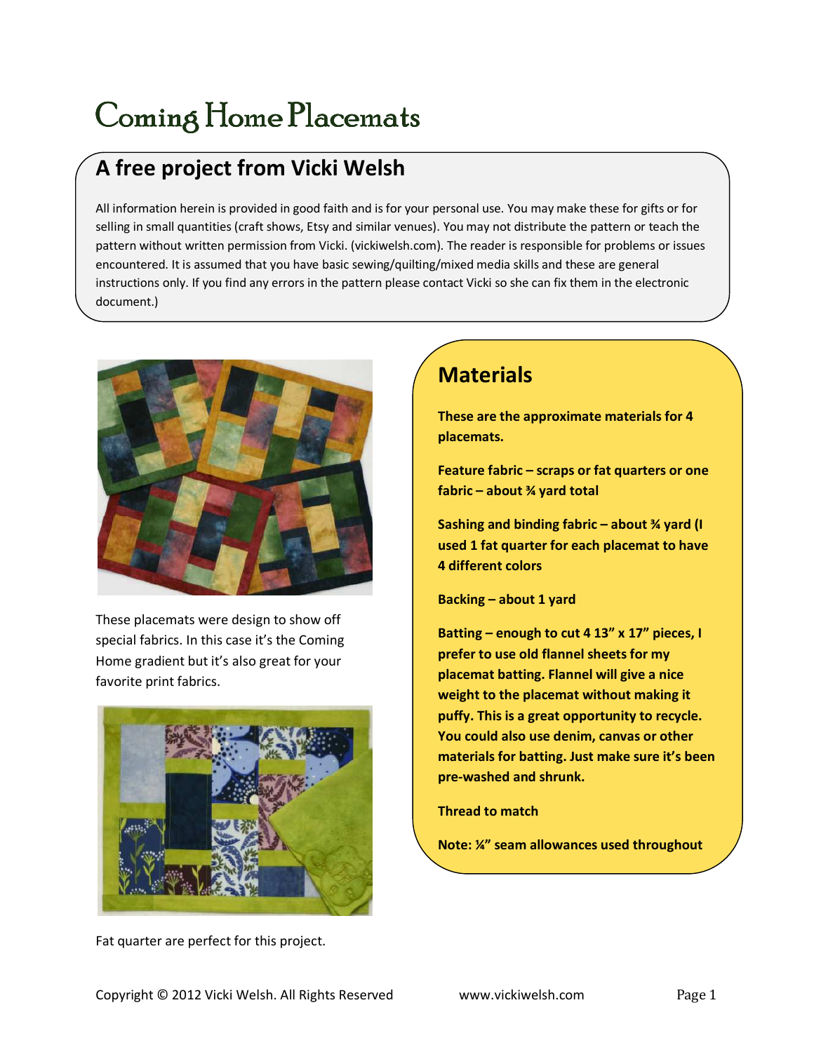# Coming Home Placemats

## A free project from Vicki Welsh

All information herein is provided in good faith and is for your personal use. You may make these for gifts or for selling in small quantities (craft shows, Etsy and similar venues). You may not distribute the pattern or teach the pattern without written permission from Vicki. (vickiwelsh.com). The reader is responsible for problems or issues encountered. It is assumed that you have basic sewing/quilting/mixed media skills and these are general instructions only. If you find any errors in the pattern please contact Vicki so she can fix them in the electronic document.)

These placemats were design to show off special fabrics. In this case it's the Coming Home gradient but it's also great for your favorite print fabrics.

Fat quarter are perfect for this project.

## Materials

**These are the approximate materials for 4 placemats.**

**Feature fabric – scraps or fat quarters or one fabric – about ¾ yard total**

**Sashing and binding fabric – about ¾ yard (I used 1 fat quarter for each placemat to have 4 different colors**

**Backing – about 1 yard**

**Batting – enough to cut 4 13" x 17" pieces, I prefer to use old flannel sheets for my placemat batting. Flannel will give a nice weight to the placemat without making it puffy. This is a great opportunity to recycle. You could also use denim, canvas or other materials for batting. Just make sure it's been pre-washed and shrunk.**

**Thread to match**

**Note: ¼" seam allowances used throughout**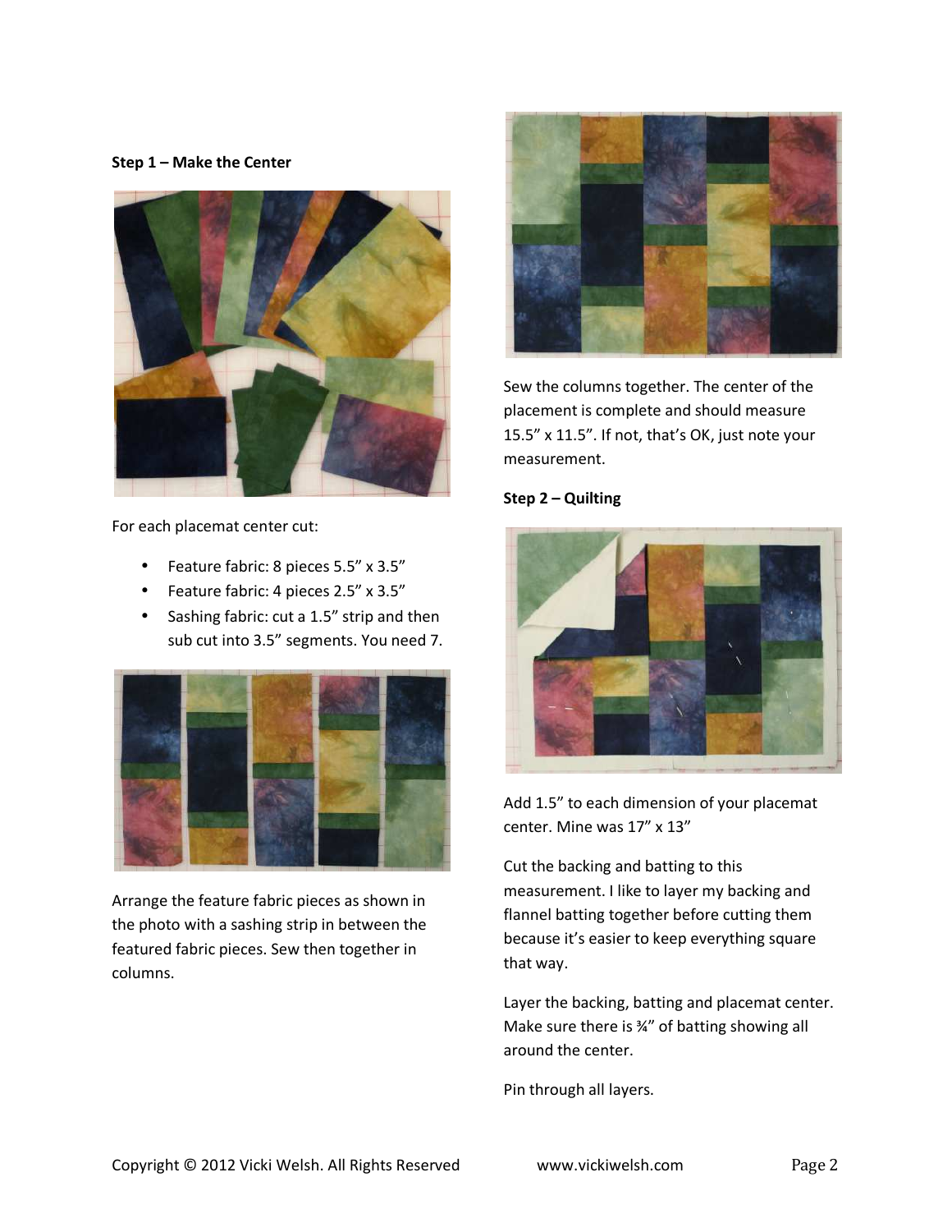**Step 1 – Make the Center**

For each placemat center cut:

- Feature fabric: 8 pieces 5.5” x 3.5”
- Feature fabric: 4 pieces 2.5” x 3.5”
- Sashing fabric: cut a 1.5” strip and then sub cut into 3.5” segments. You need 7.

Arrange the feature fabric pieces as shown in the photo with a sashing strip in between the featured fabric pieces. Sew then together in columns.

Sew the columns together. The center of the placement is complete and should measure 15.5” x 11.5”. If not, that’s OK, just note your measurement.

**Step 2 – Quilting**

Add 1.5” to each dimension of your placemat center. Mine was 17” x 13”

Cut the backing and batting to this measurement. I like to layer my backing and flannel batting together before cutting them because it’s easier to keep everything square that way.

Layer the backing, batting and placemat center. Make sure there is ¾” of batting showing all around the center.

Pin through all layers.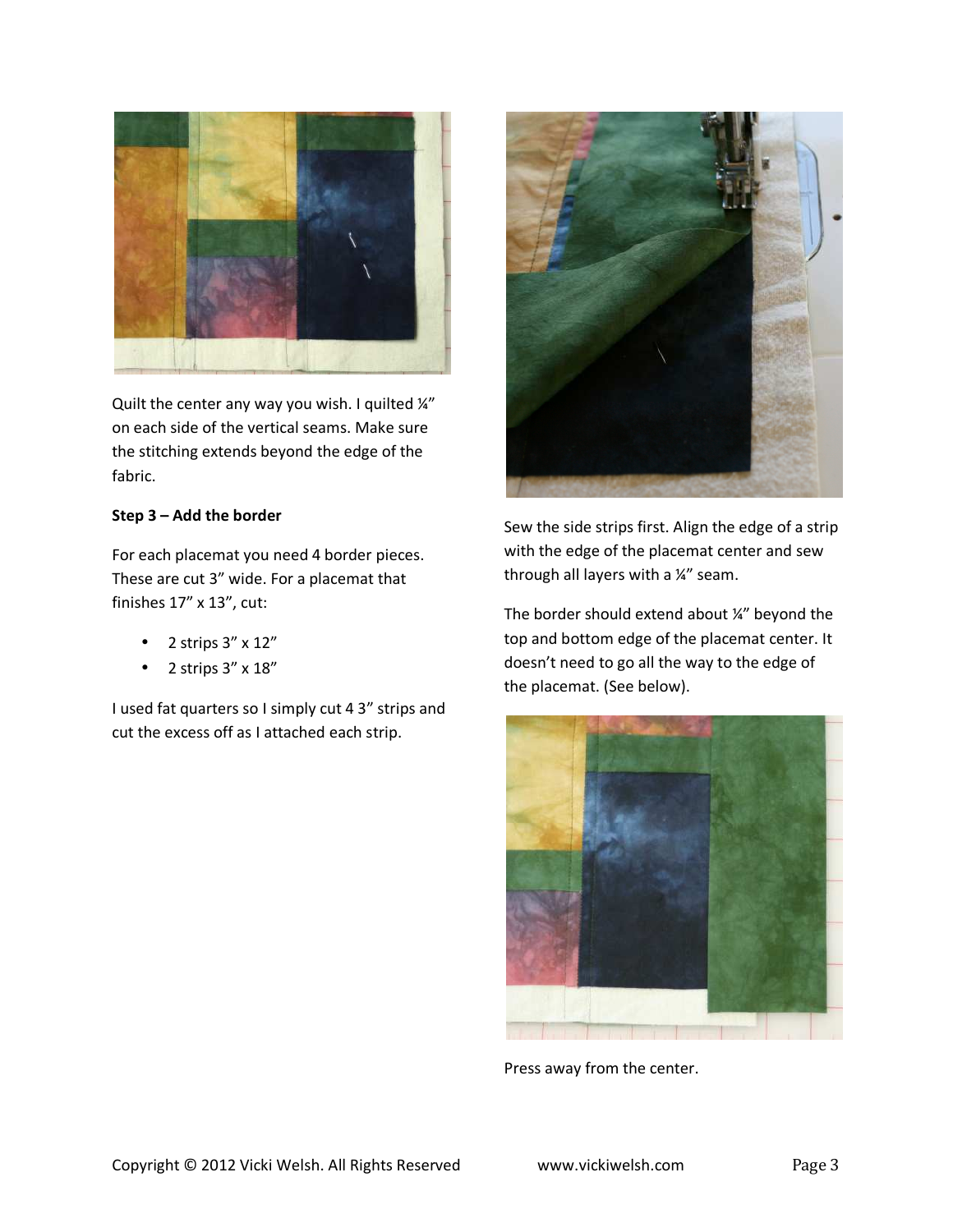Quilt the center any way you wish. I quilted ¼" on each side of the vertical seams. Make sure the stitching extends beyond the edge of the fabric.

**Step 3 – Add the border**

For each placemat you need 4 border pieces. These are cut 3" wide. For a placemat that finishes 17" x 13", cut:

- 2 strips 3" x 12"
- 2 strips 3" x 18"

I used fat quarters so I simply cut 4 3" strips and cut the excess off as I attached each strip.

Sew the side strips first. Align the edge of a strip with the edge of the placemat center and sew through all layers with a ¼" seam.

The border should extend about ¼" beyond the top and bottom edge of the placemat center. It doesn't need to go all the way to the edge of the placemat. (See below).

Press away from the center.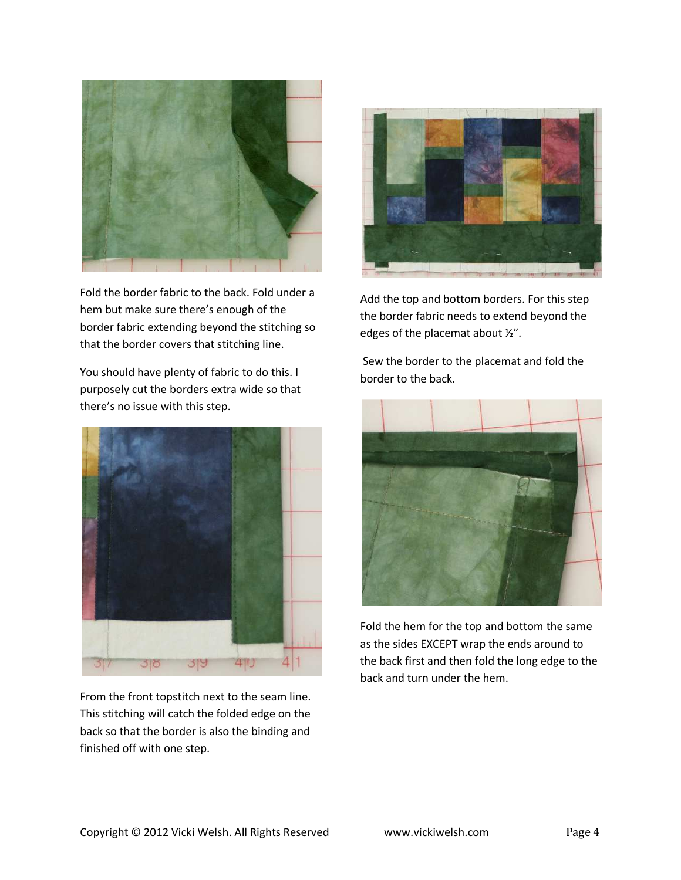Fold the border fabric to the back. Fold under a hem but make sure there's enough of the border fabric extending beyond the stitching so that the border covers that stitching line.

You should have plenty of fabric to do this. I purposely cut the borders extra wide so that there's no issue with this step.

From the front topstitch next to the seam line. This stitching will catch the folded edge on the back so that the border is also the binding and finished off with one step.

Add the top and bottom borders. For this step the border fabric needs to extend beyond the edges of the placemat about ½".

Sew the border to the placemat and fold the border to the back.

Fold the hem for the top and bottom the same as the sides EXCEPT wrap the ends around to the back first and then fold the long edge to the back and turn under the hem.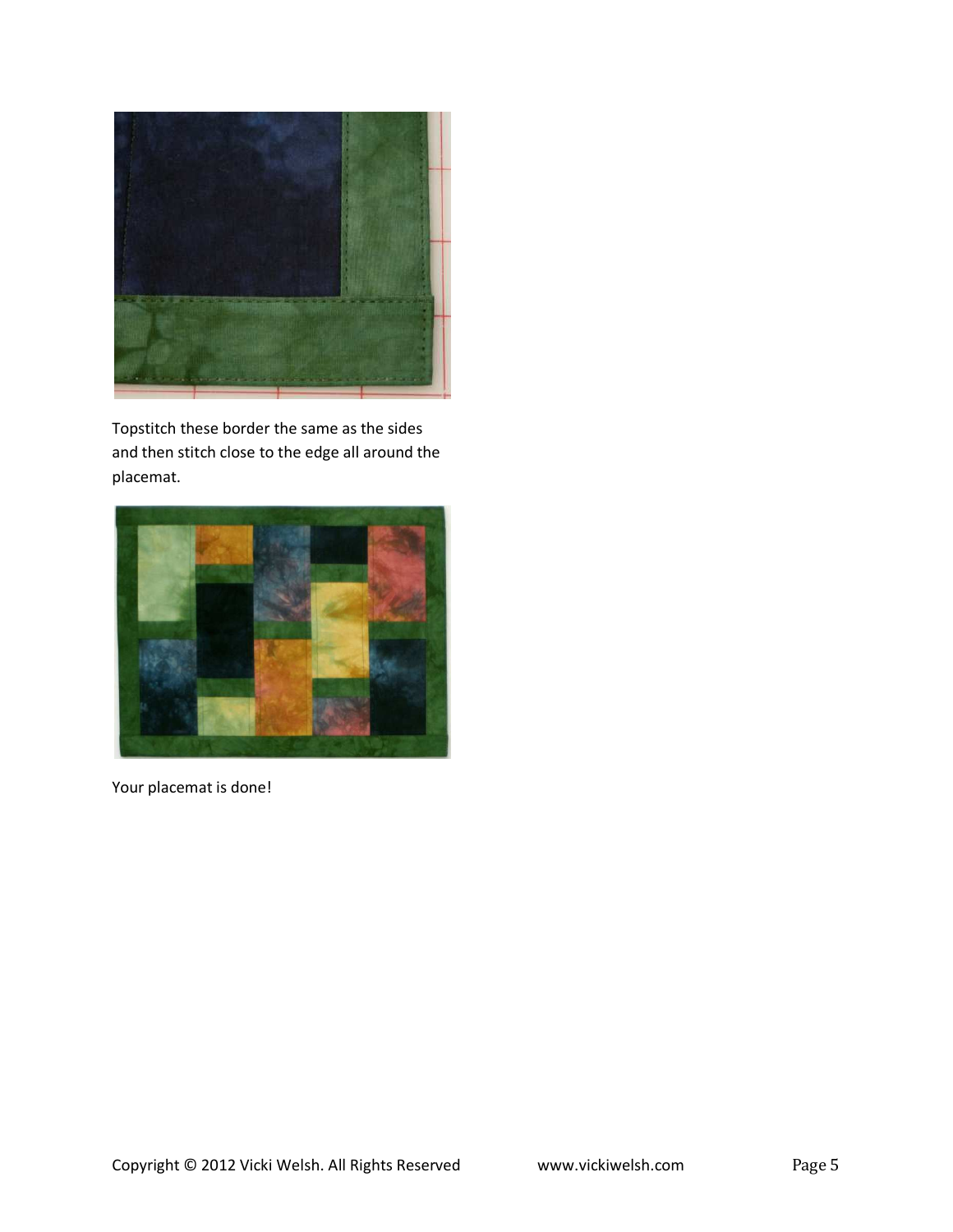Topstitch these border the same as the sides and then stitch close to the edge all around the placemat.

Your placemat is done!